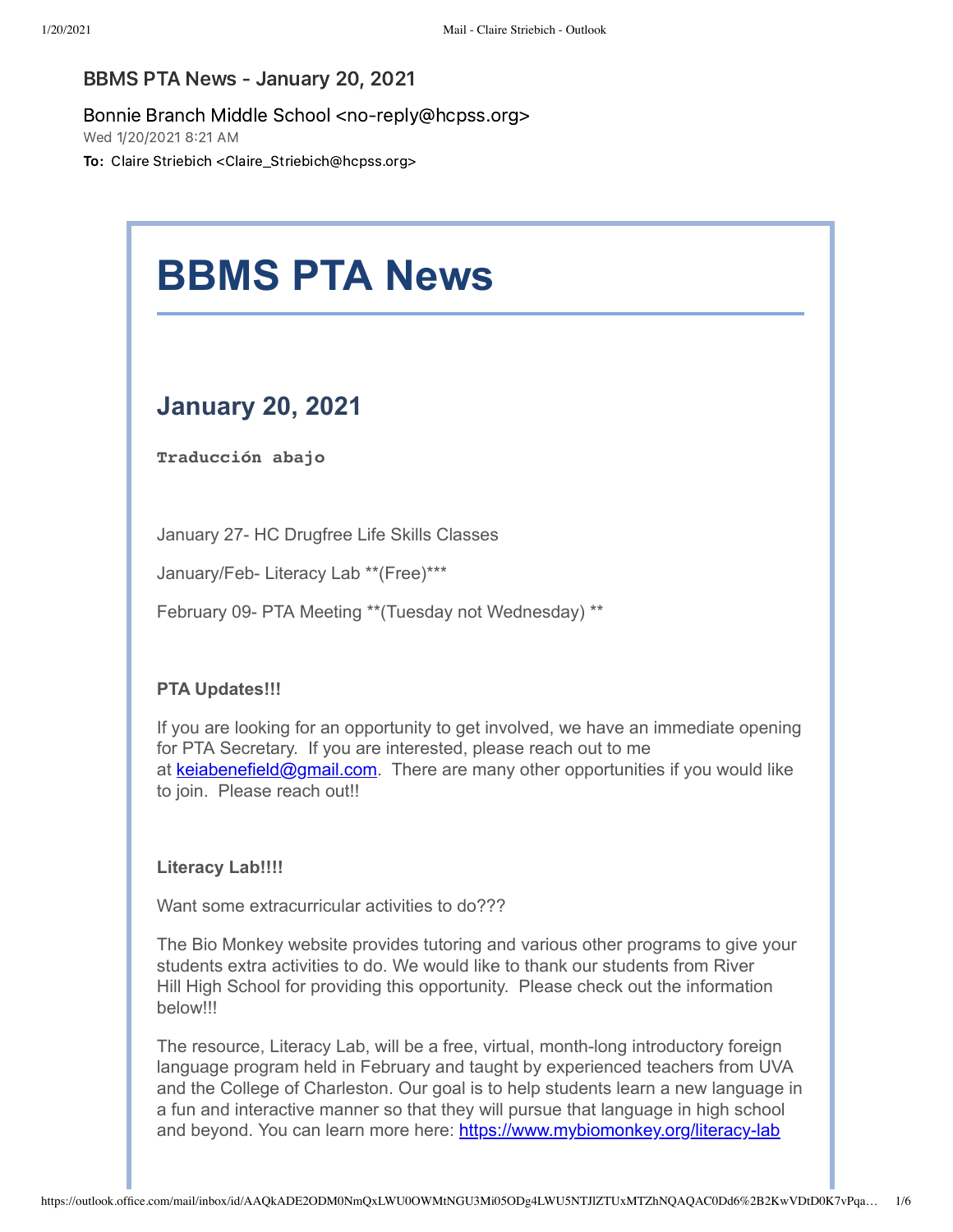BBMS PTA News - January 20, 2021

Bonnie Branch Middle School <no-reply@hcpss.org>
Wed 1/20/2021 8:21 AM
**To:** Claire Striebich <Claire_Striebich@hcpss.org>

# BBMS PTA News

## January 20, 2021

**Traducción abajo**

January 27- HC Drugfree Life Skills Classes

January/Feb- Literacy Lab **(Free)***

February 09- PTA Meeting **(Tuesday not Wednesday) **

**PTA Updates!!!**

If you are looking for an opportunity to get involved, we have an immediate opening for PTA Secretary. If you are interested, please reach out to me at keiabenefield@gmail.com. There are many other opportunities if you would like to join. Please reach out!!

**Literacy Lab!!!!**

Want some extracurricular activities to do???

The Bio Monkey website provides tutoring and various other programs to give your students extra activities to do. We would like to thank our students from River Hill High School for providing this opportunity. Please check out the information below!!!

The resource, Literacy Lab, will be a free, virtual, month-long introductory foreign language program held in February and taught by experienced teachers from UVA and the College of Charleston. Our goal is to help students learn a new language in a fun and interactive manner so that they will pursue that language in high school and beyond. You can learn more here: https://www.mybiomonkey.org/literacy-lab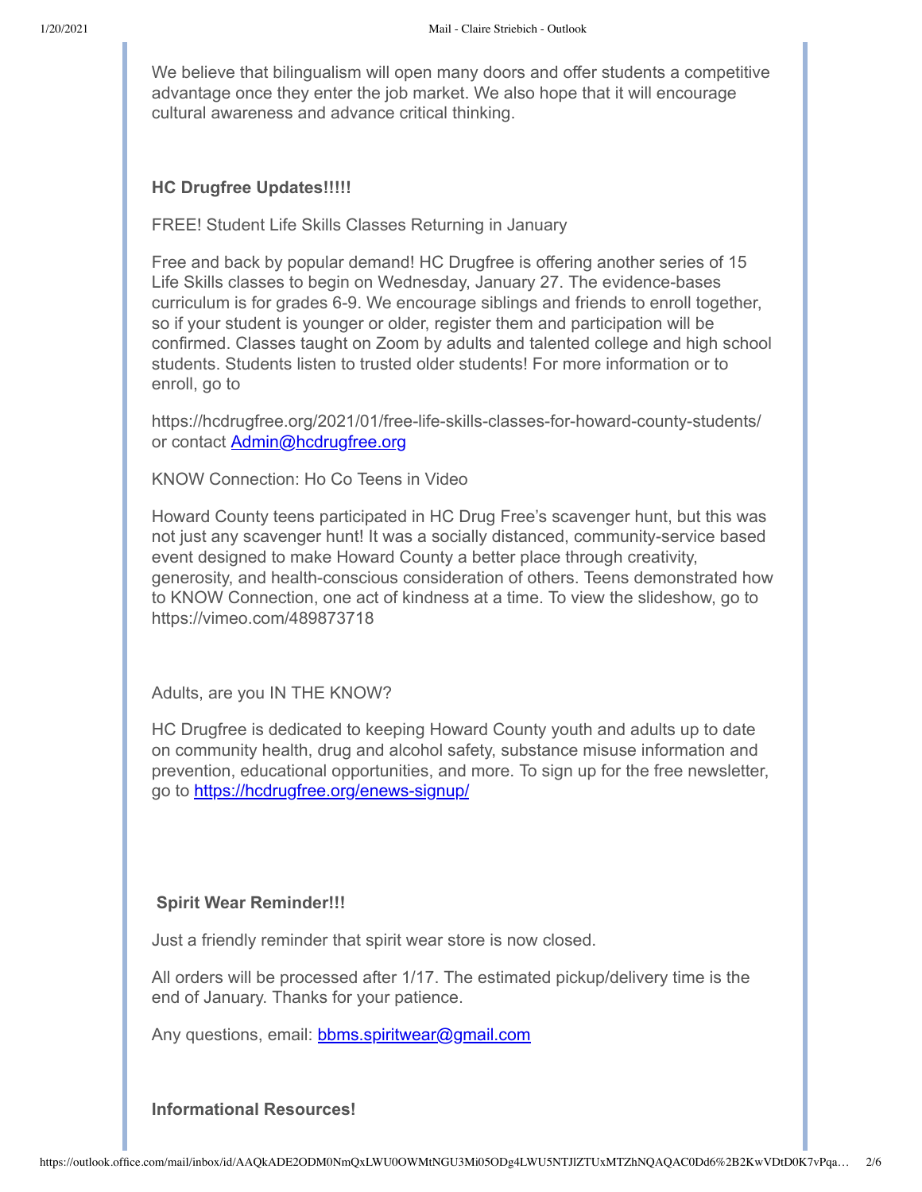We believe that bilingualism will open many doors and offer students a competitive advantage once they enter the job market. We also hope that it will encourage cultural awareness and advance critical thinking.

**HC Drugfree Updates!!!!!**

FREE! Student Life Skills Classes Returning in January

Free and back by popular demand! HC Drugfree is offering another series of 15 Life Skills classes to begin on Wednesday, January 27. The evidence-bases curriculum is for grades 6-9. We encourage siblings and friends to enroll together, so if your student is younger or older, register them and participation will be confirmed. Classes taught on Zoom by adults and talented college and high school students. Students listen to trusted older students! For more information or to enroll, go to

https://hcdrugfree.org/2021/01/free-life-skills-classes-for-howard-county-students/ or contact [Admin@hcdrugfree.org](mailto:Admin@hcdrugfree.org)

KNOW Connection: Ho Co Teens in Video

Howard County teens participated in HC Drug Free's scavenger hunt, but this was not just any scavenger hunt! It was a socially distanced, community-service based event designed to make Howard County a better place through creativity, generosity, and health-conscious consideration of others. Teens demonstrated how to KNOW Connection, one act of kindness at a time. To view the slideshow, go to https://vimeo.com/489873718

Adults, are you IN THE KNOW?

HC Drugfree is dedicated to keeping Howard County youth and adults up to date on community health, drug and alcohol safety, substance misuse information and prevention, educational opportunities, and more. To sign up for the free newsletter, go to [https://hcdrugfree.org/enews-signup/](https://hcdrugfree.org/enews-signup/)

**Spirit Wear Reminder!!!**

Just a friendly reminder that spirit wear store is now closed.

All orders will be processed after 1/17. The estimated pickup/delivery time is the end of January. Thanks for your patience.

Any questions, email: [bbms.spiritwear@gmail.com](mailto:bbms.spiritwear@gmail.com)

**Informational Resources!**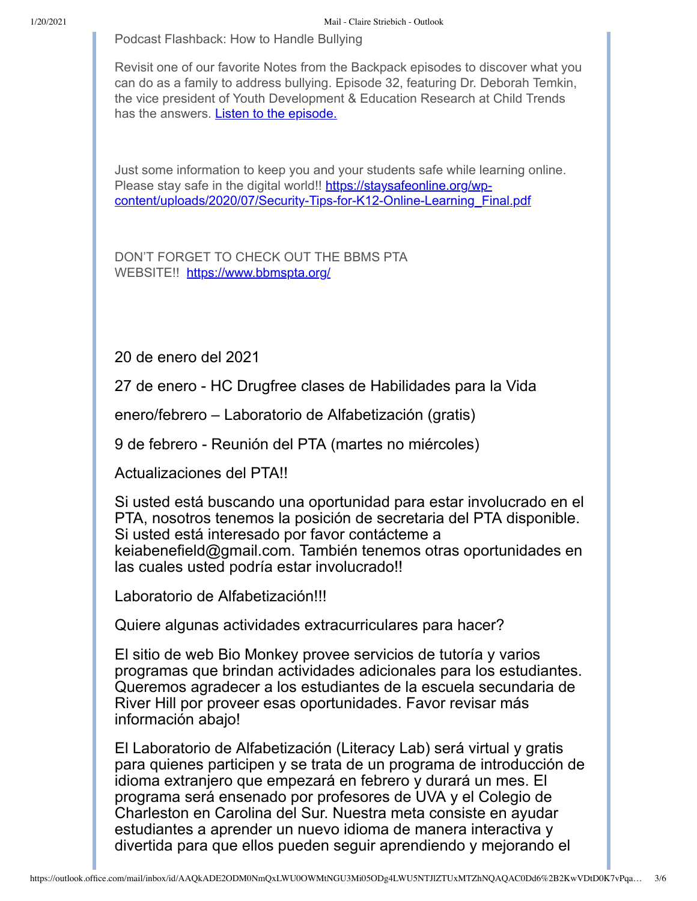Podcast Flashback: How to Handle Bullying

Revisit one of our favorite Notes from the Backpack episodes to discover what you can do as a family to address bullying. Episode 32, featuring Dr. Deborah Temkin, the vice president of Youth Development & Education Research at Child Trends has the answers. [Listen to the episode.]

Just some information to keep you and your students safe while learning online. Please stay safe in the digital world!! https://staysafeonline.org/wp-content/uploads/2020/07/Security-Tips-for-K12-Online-Learning_Final.pdf

DON'T FORGET TO CHECK OUT THE BBMS PTA WEBSITE!! https://www.bbmspta.org/

20 de enero del 2021

27 de enero - HC Drugfree clases de Habilidades para la Vida

enero/febrero – Laboratorio de Alfabetización (gratis)

9 de febrero - Reunión del PTA (martes no miércoles)

Actualizaciones del PTA!!

Si usted está buscando una oportunidad para estar involucrado en el PTA, nosotros tenemos la posición de secretaria del PTA disponible. Si usted está interesado por favor contácteme a keiabenefield@gmail.com. También tenemos otras oportunidades en las cuales usted podría estar involucrado!!

Laboratorio de Alfabetización!!!

Quiere algunas actividades extracurriculares para hacer?

El sitio de web Bio Monkey provee servicios de tutoría y varios programas que brindan actividades adicionales para los estudiantes. Queremos agradecer a los estudiantes de la escuela secundaria de River Hill por proveer esas oportunidades. Favor revisar más información abajo!

El Laboratorio de Alfabetización (Literacy Lab) será virtual y gratis para quienes participen y se trata de un programa de introducción de idioma extranjero que empezará en febrero y durará un mes. El programa será ensenado por profesores de UVA y el Colegio de Charleston en Carolina del Sur. Nuestra meta consiste en ayudar estudiantes a aprender un nuevo idioma de manera interactiva y divertida para que ellos pueden seguir aprendiendo y mejorando el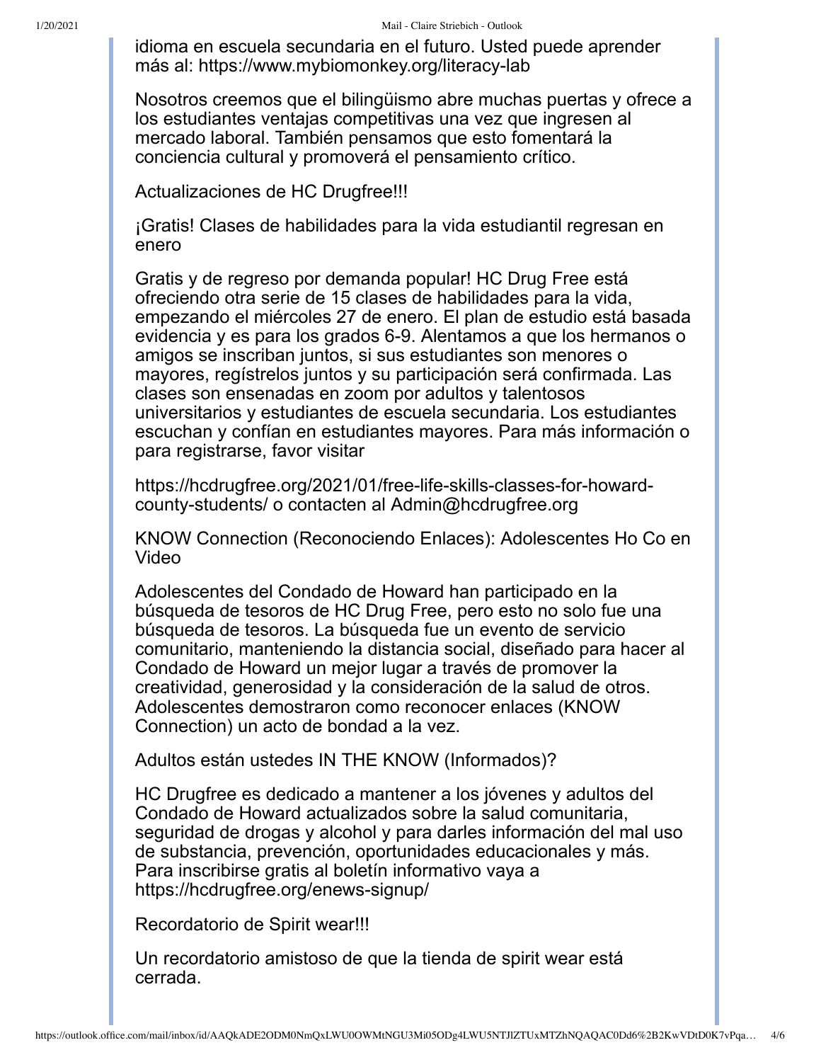idioma en escuela secundaria en el futuro. Usted puede aprender más al: https://www.mybiomonkey.org/literacy-lab

Nosotros creemos que el bilingüismo abre muchas puertas y ofrece a los estudiantes ventajas competitivas una vez que ingresen al mercado laboral. También pensamos que esto fomentará la conciencia cultural y promoverá el pensamiento crítico.

Actualizaciones de HC Drugfree!!!

¡Gratis! Clases de habilidades para la vida estudiantil regresan en enero

Gratis y de regreso por demanda popular! HC Drug Free está ofreciendo otra serie de 15 clases de habilidades para la vida, empezando el miércoles 27 de enero. El plan de estudio está basada evidencia y es para los grados 6-9. Alentamos a que los hermanos o amigos se inscriban juntos, si sus estudiantes son menores o mayores, regístrelos juntos y su participación será confirmada. Las clases son ensenadas en zoom por adultos y talentosos universitarios y estudiantes de escuela secundaria. Los estudiantes escuchan y confían en estudiantes mayores. Para más información o para registrarse, favor visitar

https://hcdrugfree.org/2021/01/free-life-skills-classes-for-howard-county-students/ o contacten al Admin@hcdrugfree.org

KNOW Connection (Reconociendo Enlaces): Adolescentes Ho Co en Video

Adolescentes del Condado de Howard han participado en la búsqueda de tesoros de HC Drug Free, pero esto no solo fue una búsqueda de tesoros. La búsqueda fue un evento de servicio comunitario, manteniendo la distancia social, diseñado para hacer al Condado de Howard un mejor lugar a través de promover la creatividad, generosidad y la consideración de la salud de otros. Adolescentes demostraron como reconocer enlaces (KNOW Connection) un acto de bondad a la vez.

Adultos están ustedes IN THE KNOW (Informados)?

HC Drugfree es dedicado a mantener a los jóvenes y adultos del Condado de Howard actualizados sobre la salud comunitaria, seguridad de drogas y alcohol y para darles información del mal uso de substancia, prevención, oportunidades educacionales y más. Para inscribirse gratis al boletín informativo vaya a https://hcdrugfree.org/enews-signup/

Recordatorio de Spirit wear!!!

Un recordatorio amistoso de que la tienda de spirit wear está cerrada.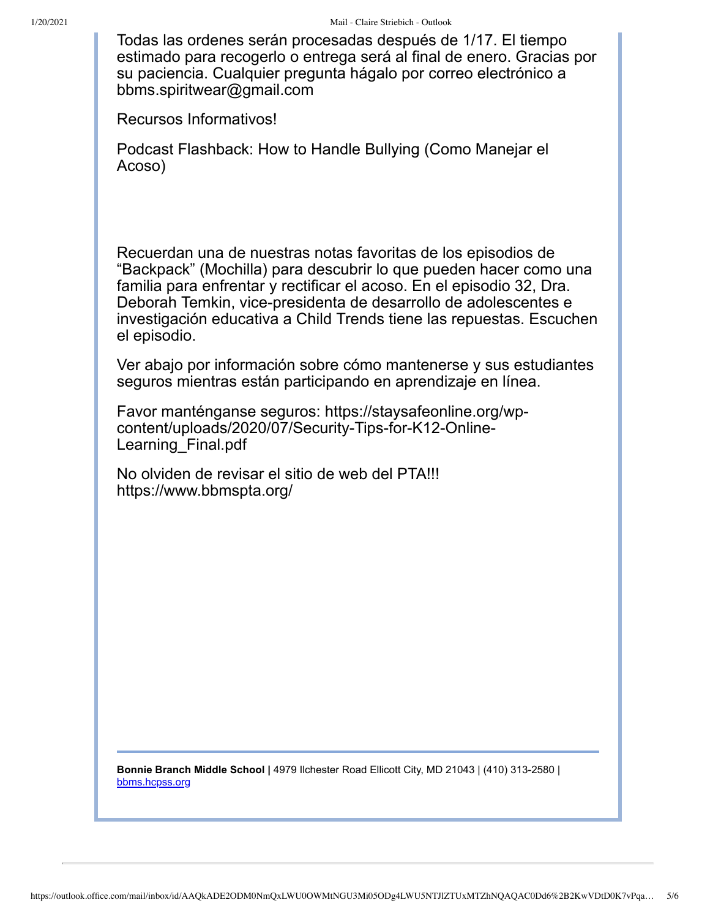Todas las ordenes serán procesadas después de 1/17. El tiempo estimado para recogerlo o entrega será al final de enero. Gracias por su paciencia. Cualquier pregunta hágalo por correo electrónico a bbms.spiritwear@gmail.com

Recursos Informativos!

Podcast Flashback: How to Handle Bullying (Como Manejar el Acoso)

Recuerdan una de nuestras notas favoritas de los episodios de "Backpack" (Mochilla) para descubrir lo que pueden hacer como una familia para enfrentar y rectificar el acoso. En el episodio 32, Dra. Deborah Temkin, vice-presidenta de desarrollo de adolescentes e investigación educativa a Child Trends tiene las repuestas. Escuchen el episodio.

Ver abajo por información sobre cómo mantenerse y sus estudiantes seguros mientras están participando en aprendizaje en línea.

Favor manténganse seguros: https://staysafeonline.org/wp-content/uploads/2020/07/Security-Tips-for-K12-Online-Learning_Final.pdf

No olviden de revisar el sitio de web del PTA!!!
https://www.bbmspta.org/

---

**Bonnie Branch Middle School |** 4979 Ilchester Road Ellicott City, MD 21043 | (410) 313-2580 | bbms.hcpss.org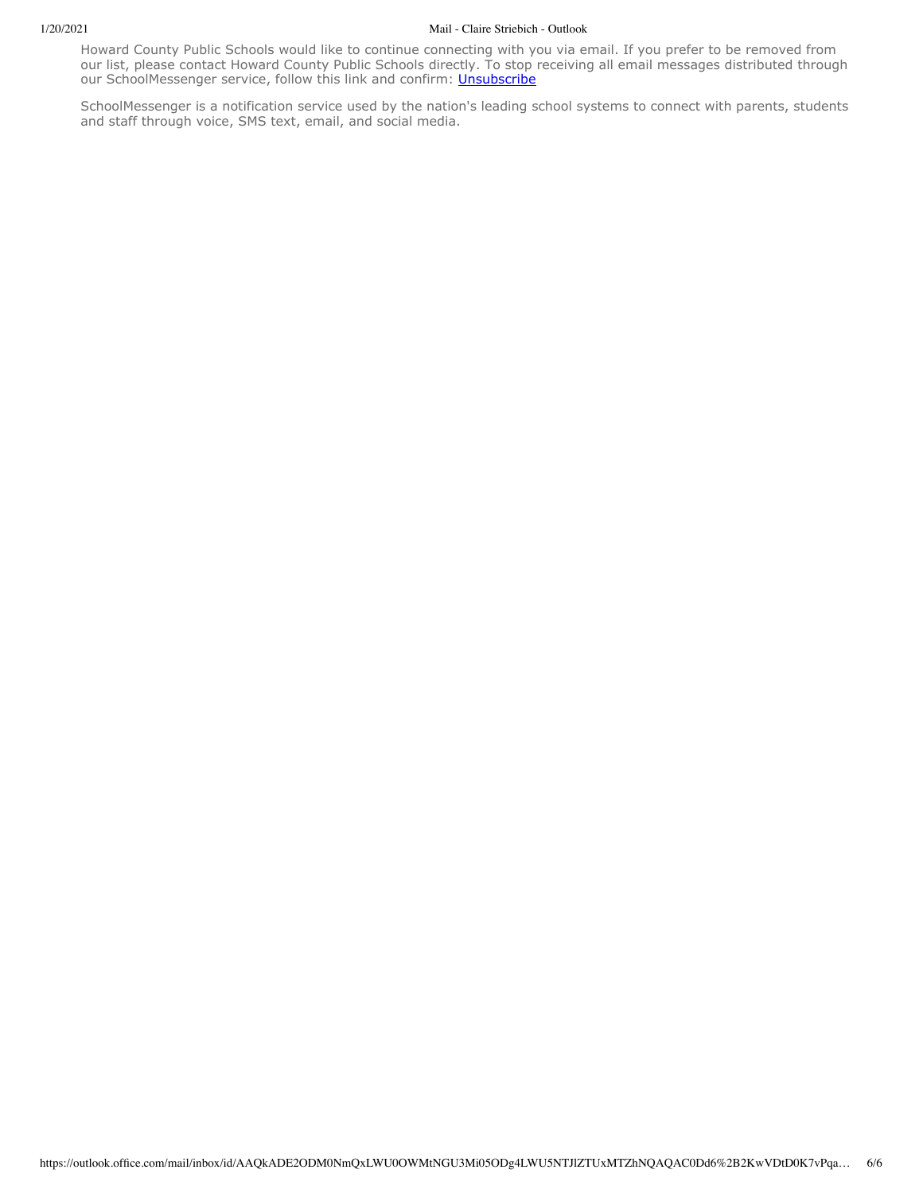Howard County Public Schools would like to continue connecting with you via email. If you prefer to be removed from our list, please contact Howard County Public Schools directly. To stop receiving all email messages distributed through our SchoolMessenger service, follow this link and confirm: Unsubscribe

SchoolMessenger is a notification service used by the nation's leading school systems to connect with parents, students and staff through voice, SMS text, email, and social media.